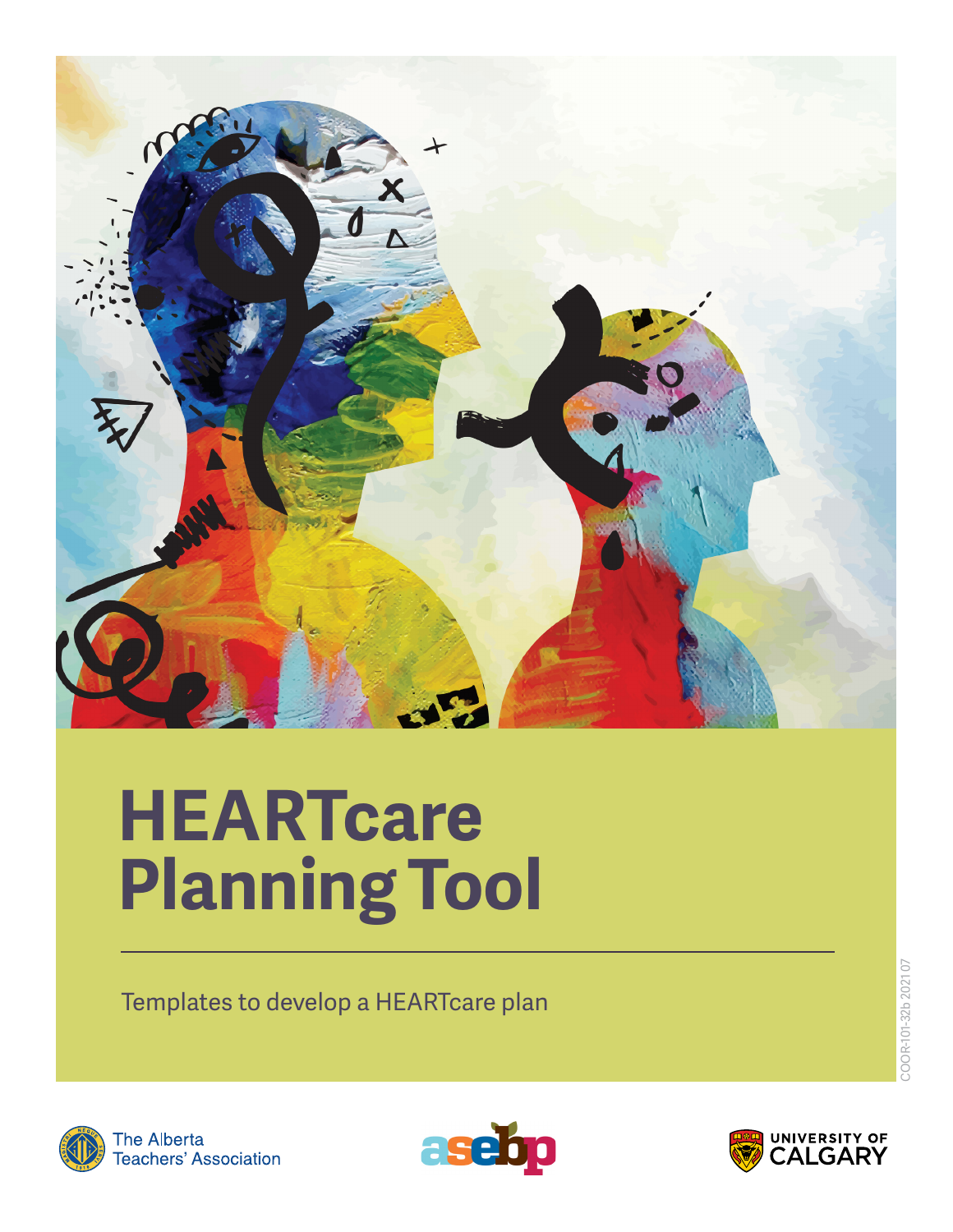# HEARTcare Planning Tool

Templates to develop a HEARTcare plan

COOR-101-32b 2021 07

The Alberta Teachers' Association

asebp

UNIVERSITY OF CALGARY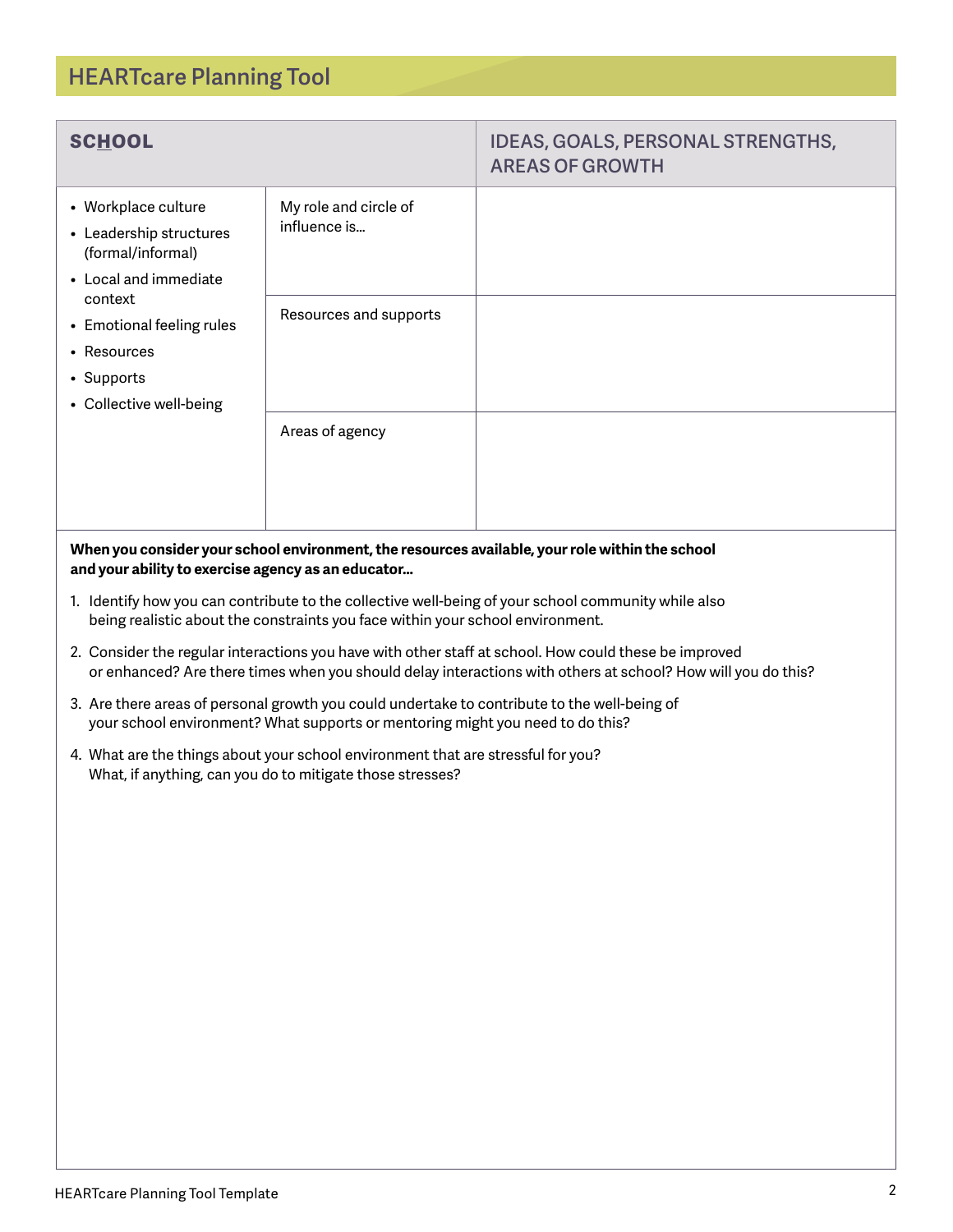## HEARTcare Planning Tool

| SCHOOL | | IDEAS, GOALS, PERSONAL STRENGTHS, AREAS OF GROWTH |
|---|---|---|
| • Workplace culture<br>• Leadership structures (formal/informal)<br>• Local and immediate context<br>• Emotional feeling rules<br>• Resources<br>• Supports<br>• Collective well-being | My role and circle of influence is… | |
| | Resources and supports | |
| | Areas of agency | |

**When you consider your school environment, the resources available, your role within the school and your ability to exercise agency as an educator…**

1. Identify how you can contribute to the collective well-being of your school community while also being realistic about the constraints you face within your school environment.
2. Consider the regular interactions you have with other staff at school. How could these be improved or enhanced? Are there times when you should delay interactions with others at school? How will you do this?
3. Are there areas of personal growth you could undertake to contribute to the well-being of your school environment? What supports or mentoring might you need to do this?
4. What are the things about your school environment that are stressful for you? What, if anything, can you do to mitigate those stresses?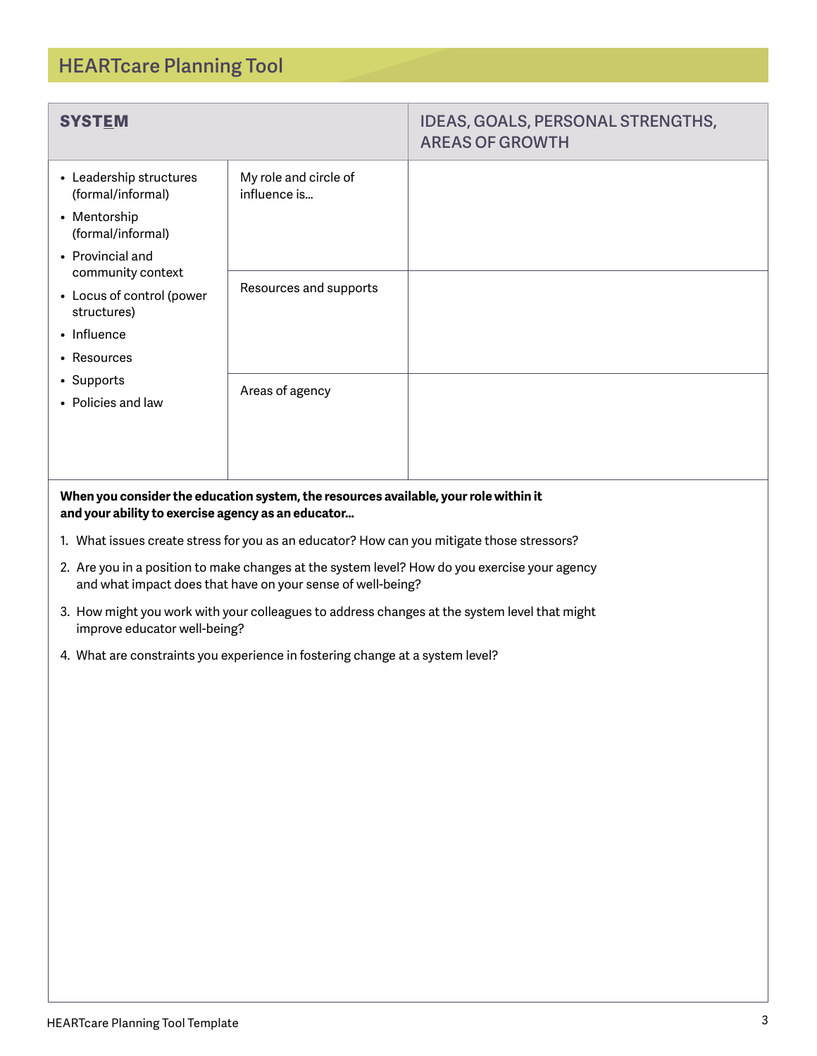## HEARTcare Planning Tool

| SYSTEM | | IDEAS, GOALS, PERSONAL STRENGTHS, AREAS OF GROWTH |
|---|---|---|
| • Leadership structures (formal/informal)<br>• Mentorship (formal/informal)<br>• Provincial and community context<br>• Locus of control (power structures)<br>• Influence<br>• Resources<br>• Supports<br>• Policies and law | My role and circle of influence is… | |
| | Resources and supports | |
| | Areas of agency | |

**When you consider the education system, the resources available, your role within it and your ability to exercise agency as an educator…**

1. What issues create stress for you as an educator? How can you mitigate those stressors?
2. Are you in a position to make changes at the system level? How do you exercise your agency and what impact does that have on your sense of well-being?
3. How might you work with your colleagues to address changes at the system level that might improve educator well-being?
4. What are constraints you experience in fostering change at a system level?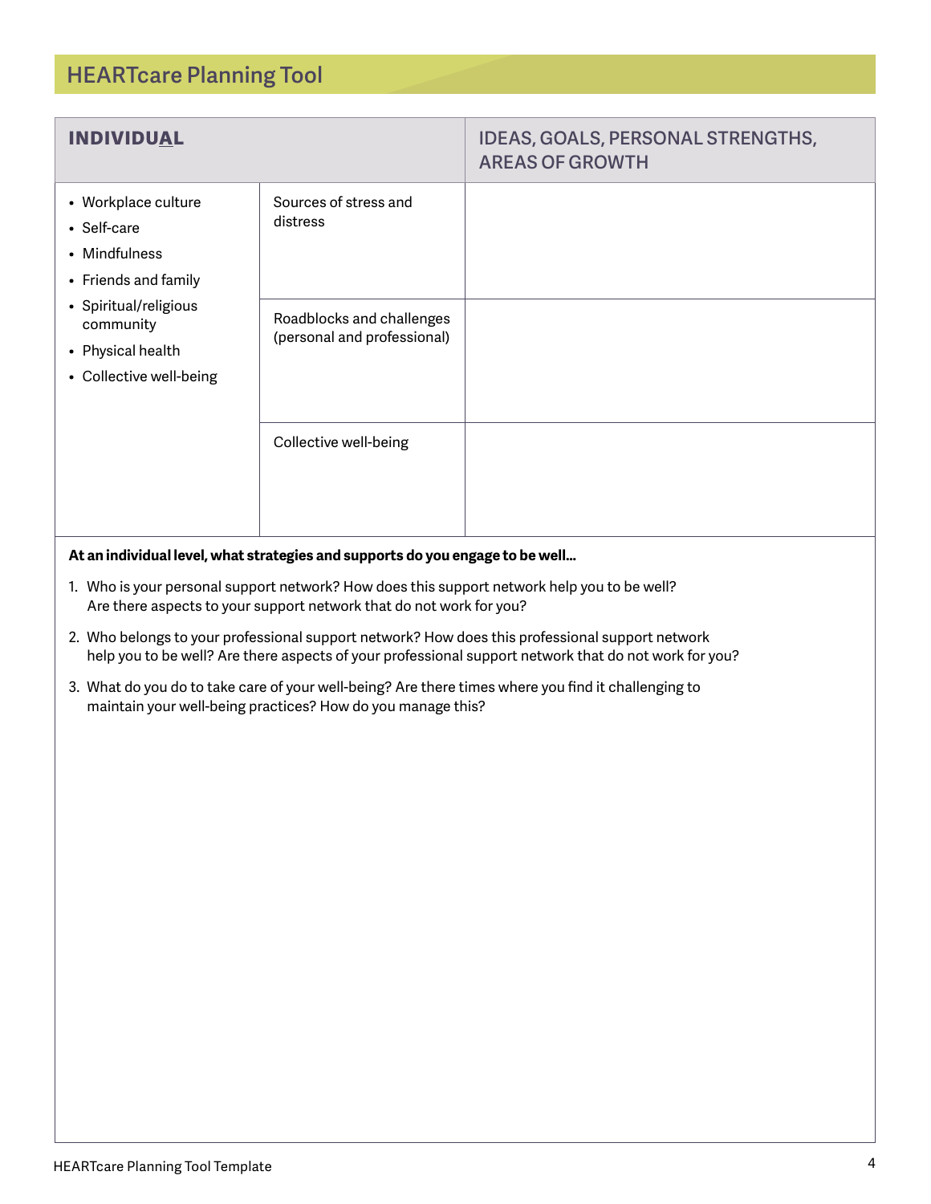## HEARTcare Planning Tool

| **INDIVIDUAL** | | IDEAS, GOALS, PERSONAL STRENGTHS, AREAS OF GROWTH |
|---|---|---|
| • Workplace culture<br>• Self-care<br>• Mindfulness<br>• Friends and family<br>• Spiritual/religious community<br>• Physical health<br>• Collective well-being | Sources of stress and distress | |
| | Roadblocks and challenges (personal and professional) | |
| | Collective well-being | |

**At an individual level, what strategies and supports do you engage to be well…**

1. Who is your personal support network? How does this support network help you to be well? Are there aspects to your support network that do not work for you?
2. Who belongs to your professional support network? How does this professional support network help you to be well? Are there aspects of your professional support network that do not work for you?
3. What do you do to take care of your well-being? Are there times where you find it challenging to maintain your well-being practices? How do you manage this?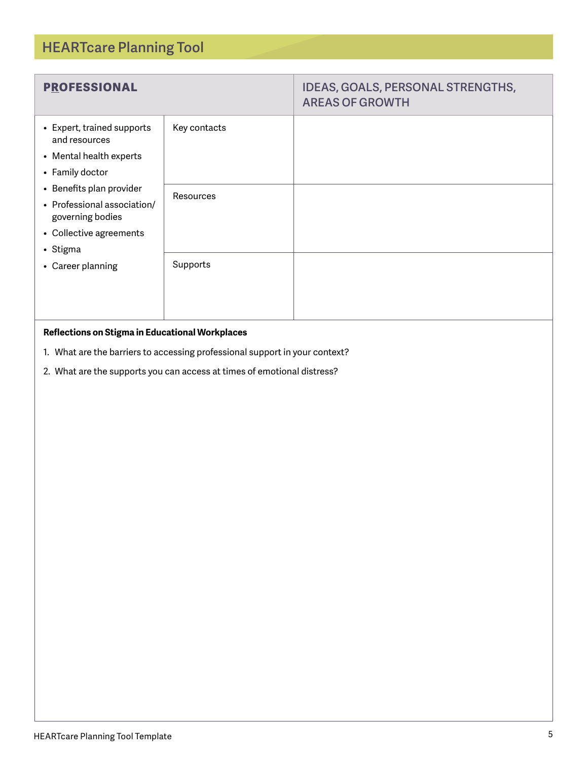# HEARTcare Planning Tool

| PROFESSIONAL | | IDEAS, GOALS, PERSONAL STRENGTHS, AREAS OF GROWTH |
|---|---|---|
| • Expert, trained supports and resources<br>• Mental health experts<br>• Family doctor<br>• Benefits plan provider<br>• Professional association/ governing bodies<br>• Collective agreements<br>• Stigma<br>• Career planning | Key contacts | |
| | Resources | |
| | Supports | |

**Reflections on Stigma in Educational Workplaces**

1. What are the barriers to accessing professional support in your context?
2. What are the supports you can access at times of emotional distress?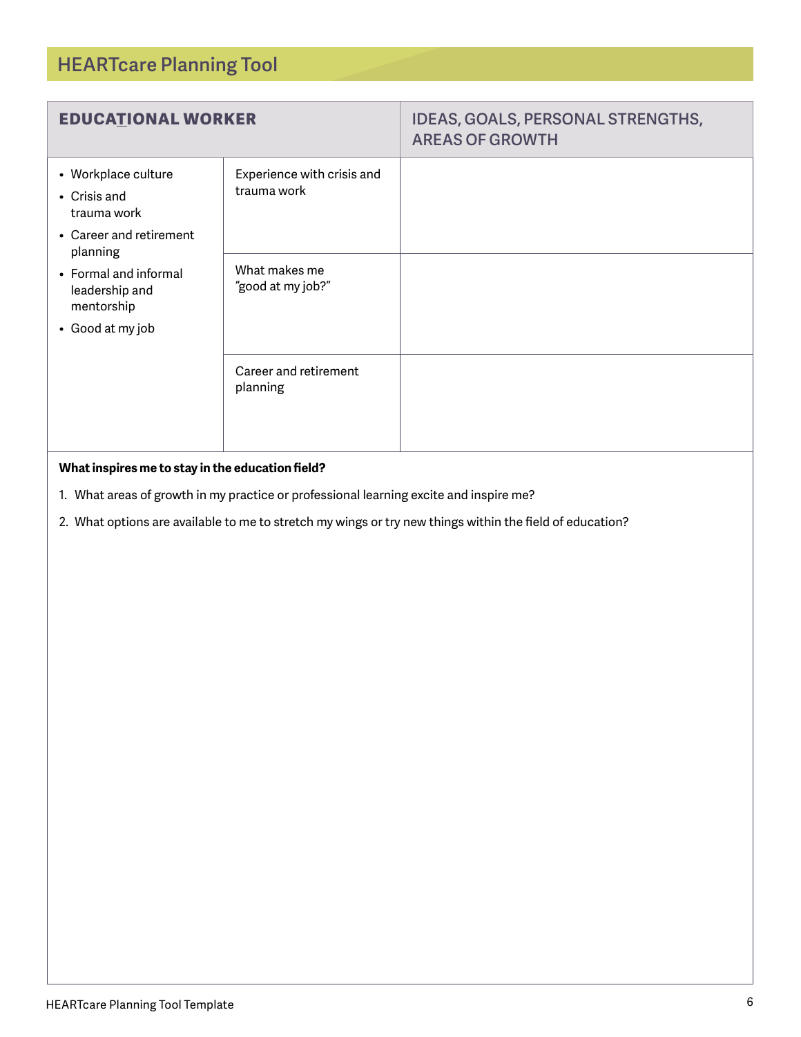# HEARTcare Planning Tool

| **EDUCATIONAL WORKER** | | IDEAS, GOALS, PERSONAL STRENGTHS, AREAS OF GROWTH |
|---|---|---|
| • Workplace culture<br>• Crisis and trauma work<br>• Career and retirement planning<br>• Formal and informal leadership and mentorship<br>• Good at my job | Experience with crisis and trauma work | |
| | What makes me "good at my job?" | |
| | Career and retirement planning | |

**What inspires me to stay in the education field?**

1. What areas of growth in my practice or professional learning excite and inspire me?
2. What options are available to me to stretch my wings or try new things within the field of education?